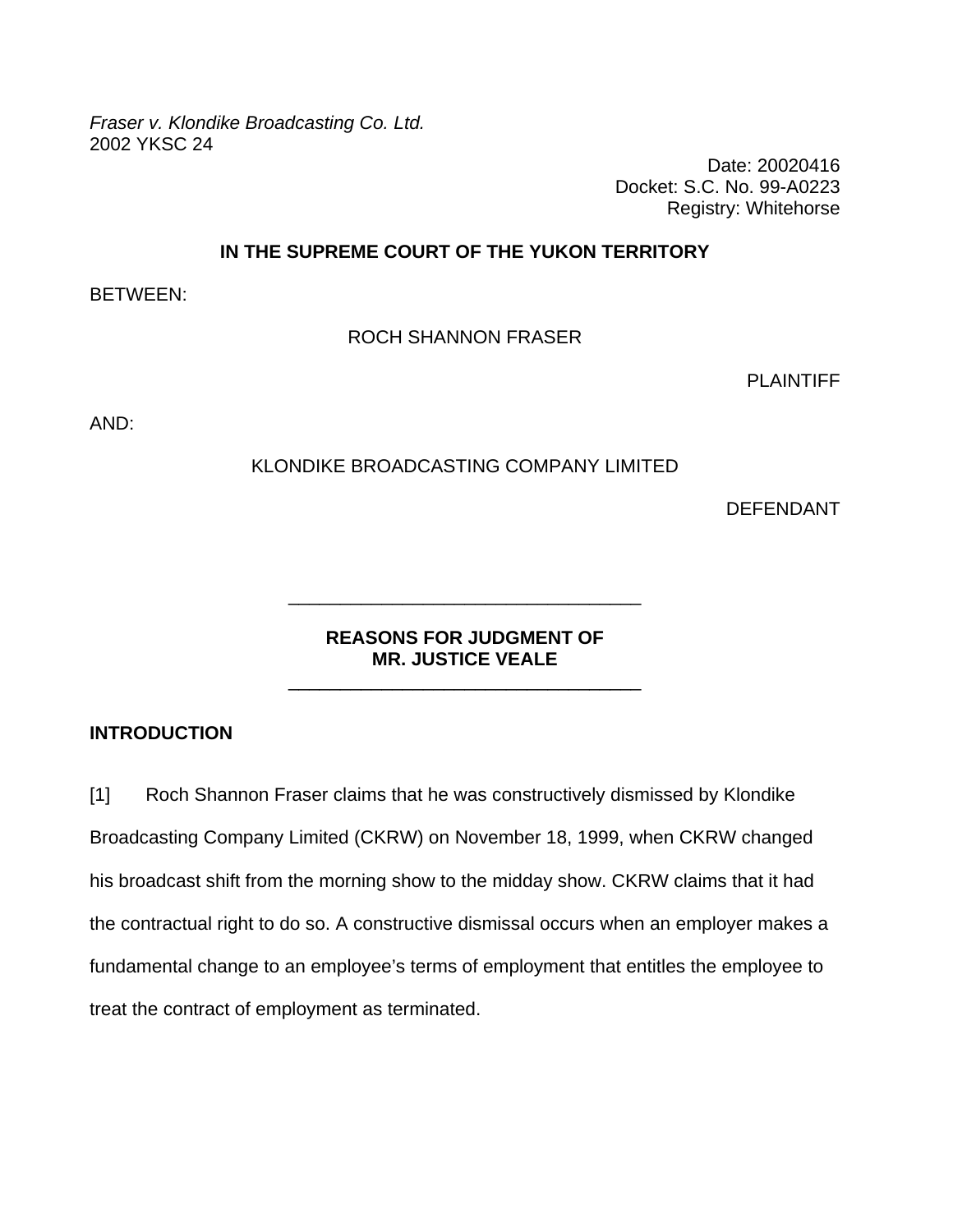*Fraser v. Klondike Broadcasting Co. Ltd.*
2002 YKSC 24

Date: 20020416
Docket: S.C. No. 99-A0223
Registry: Whitehorse

**IN THE SUPREME COURT OF THE YUKON TERRITORY**

BETWEEN:

ROCH SHANNON FRASER

PLAINTIFF

AND:

KLONDIKE BROADCASTING COMPANY LIMITED

DEFENDANT

---

**REASONS FOR JUDGMENT OF**
**MR. JUSTICE VEALE**

---

## INTRODUCTION

[1] Roch Shannon Fraser claims that he was constructively dismissed by Klondike Broadcasting Company Limited (CKRW) on November 18, 1999, when CKRW changed his broadcast shift from the morning show to the midday show. CKRW claims that it had the contractual right to do so. A constructive dismissal occurs when an employer makes a fundamental change to an employee's terms of employment that entitles the employee to treat the contract of employment as terminated.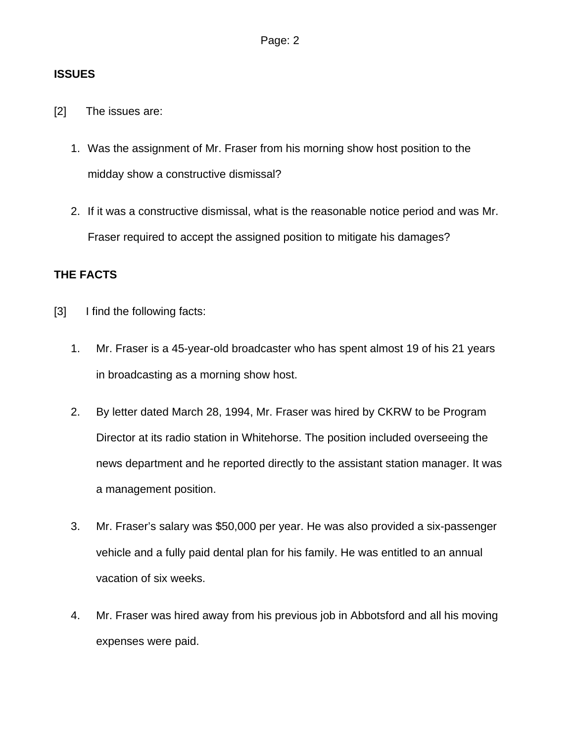## ISSUES

[2] The issues are:

1. Was the assignment of Mr. Fraser from his morning show host position to the midday show a constructive dismissal?
2. If it was a constructive dismissal, what is the reasonable notice period and was Mr. Fraser required to accept the assigned position to mitigate his damages?

## THE FACTS

[3] I find the following facts:

1. Mr. Fraser is a 45-year-old broadcaster who has spent almost 19 of his 21 years in broadcasting as a morning show host.
2. By letter dated March 28, 1994, Mr. Fraser was hired by CKRW to be Program Director at its radio station in Whitehorse. The position included overseeing the news department and he reported directly to the assistant station manager. It was a management position.
3. Mr. Fraser's salary was $50,000 per year. He was also provided a six-passenger vehicle and a fully paid dental plan for his family. He was entitled to an annual vacation of six weeks.
4. Mr. Fraser was hired away from his previous job in Abbotsford and all his moving expenses were paid.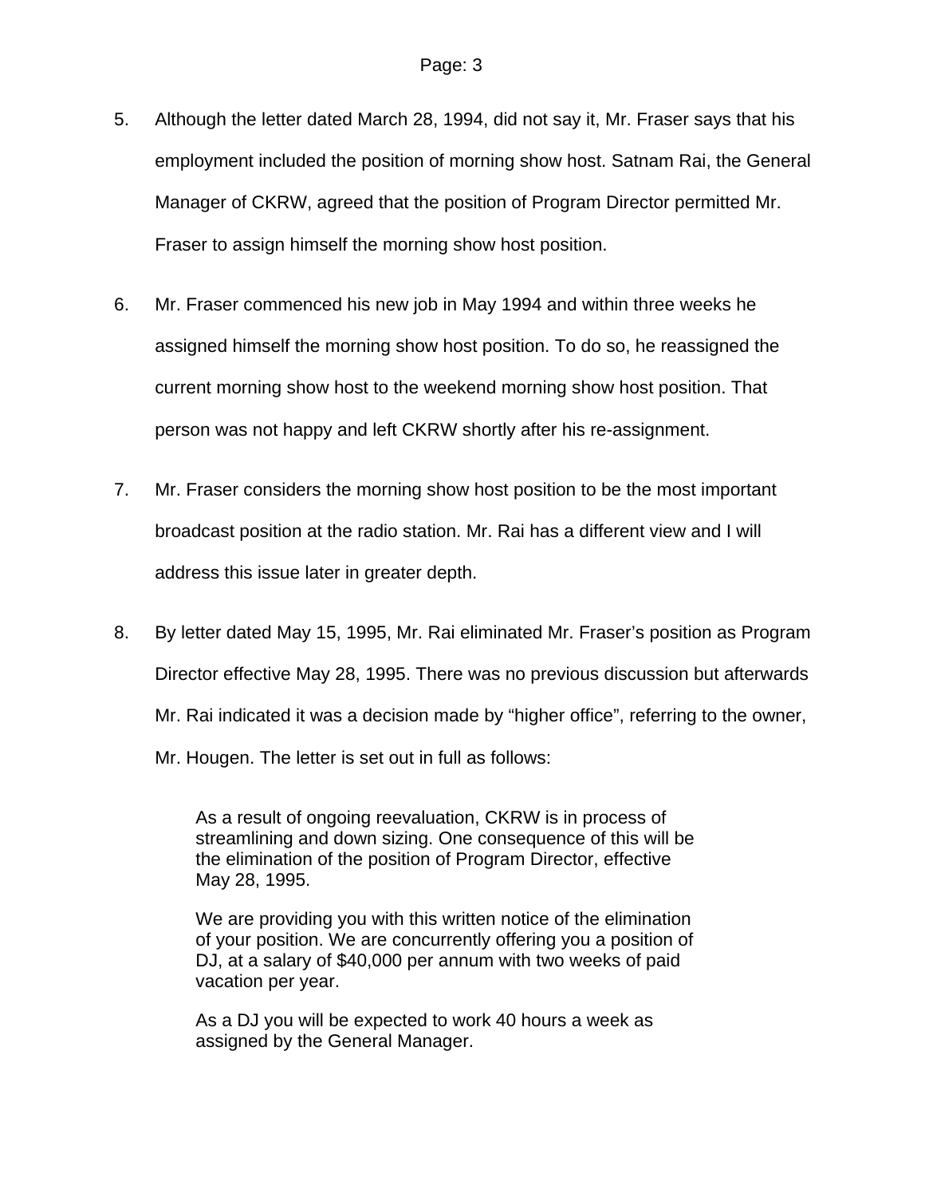5. Although the letter dated March 28, 1994, did not say it, Mr. Fraser says that his employment included the position of morning show host. Satnam Rai, the General Manager of CKRW, agreed that the position of Program Director permitted Mr. Fraser to assign himself the morning show host position.

6. Mr. Fraser commenced his new job in May 1994 and within three weeks he assigned himself the morning show host position. To do so, he reassigned the current morning show host to the weekend morning show host position. That person was not happy and left CKRW shortly after his re-assignment.

7. Mr. Fraser considers the morning show host position to be the most important broadcast position at the radio station. Mr. Rai has a different view and I will address this issue later in greater depth.

8. By letter dated May 15, 1995, Mr. Rai eliminated Mr. Fraser's position as Program Director effective May 28, 1995. There was no previous discussion but afterwards Mr. Rai indicated it was a decision made by "higher office", referring to the owner, Mr. Hougen. The letter is set out in full as follows:

> As a result of ongoing reevaluation, CKRW is in process of streamlining and down sizing. One consequence of this will be the elimination of the position of Program Director, effective May 28, 1995.
>
> We are providing you with this written notice of the elimination of your position. We are concurrently offering you a position of DJ, at a salary of $40,000 per annum with two weeks of paid vacation per year.
>
> As a DJ you will be expected to work 40 hours a week as assigned by the General Manager.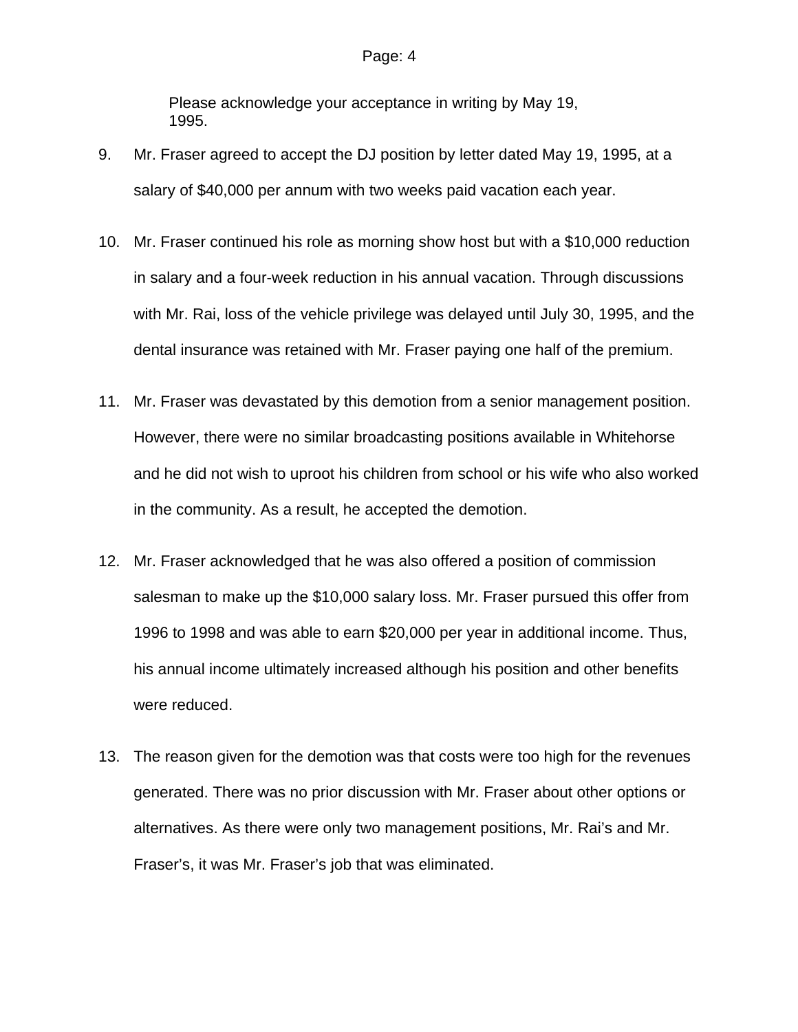> Please acknowledge your acceptance in writing by May 19, 1995.

9. Mr. Fraser agreed to accept the DJ position by letter dated May 19, 1995, at a salary of $40,000 per annum with two weeks paid vacation each year.

10. Mr. Fraser continued his role as morning show host but with a $10,000 reduction in salary and a four-week reduction in his annual vacation. Through discussions with Mr. Rai, loss of the vehicle privilege was delayed until July 30, 1995, and the dental insurance was retained with Mr. Fraser paying one half of the premium.

11. Mr. Fraser was devastated by this demotion from a senior management position. However, there were no similar broadcasting positions available in Whitehorse and he did not wish to uproot his children from school or his wife who also worked in the community. As a result, he accepted the demotion.

12. Mr. Fraser acknowledged that he was also offered a position of commission salesman to make up the $10,000 salary loss. Mr. Fraser pursued this offer from 1996 to 1998 and was able to earn $20,000 per year in additional income. Thus, his annual income ultimately increased although his position and other benefits were reduced.

13. The reason given for the demotion was that costs were too high for the revenues generated. There was no prior discussion with Mr. Fraser about other options or alternatives. As there were only two management positions, Mr. Rai's and Mr. Fraser's, it was Mr. Fraser's job that was eliminated.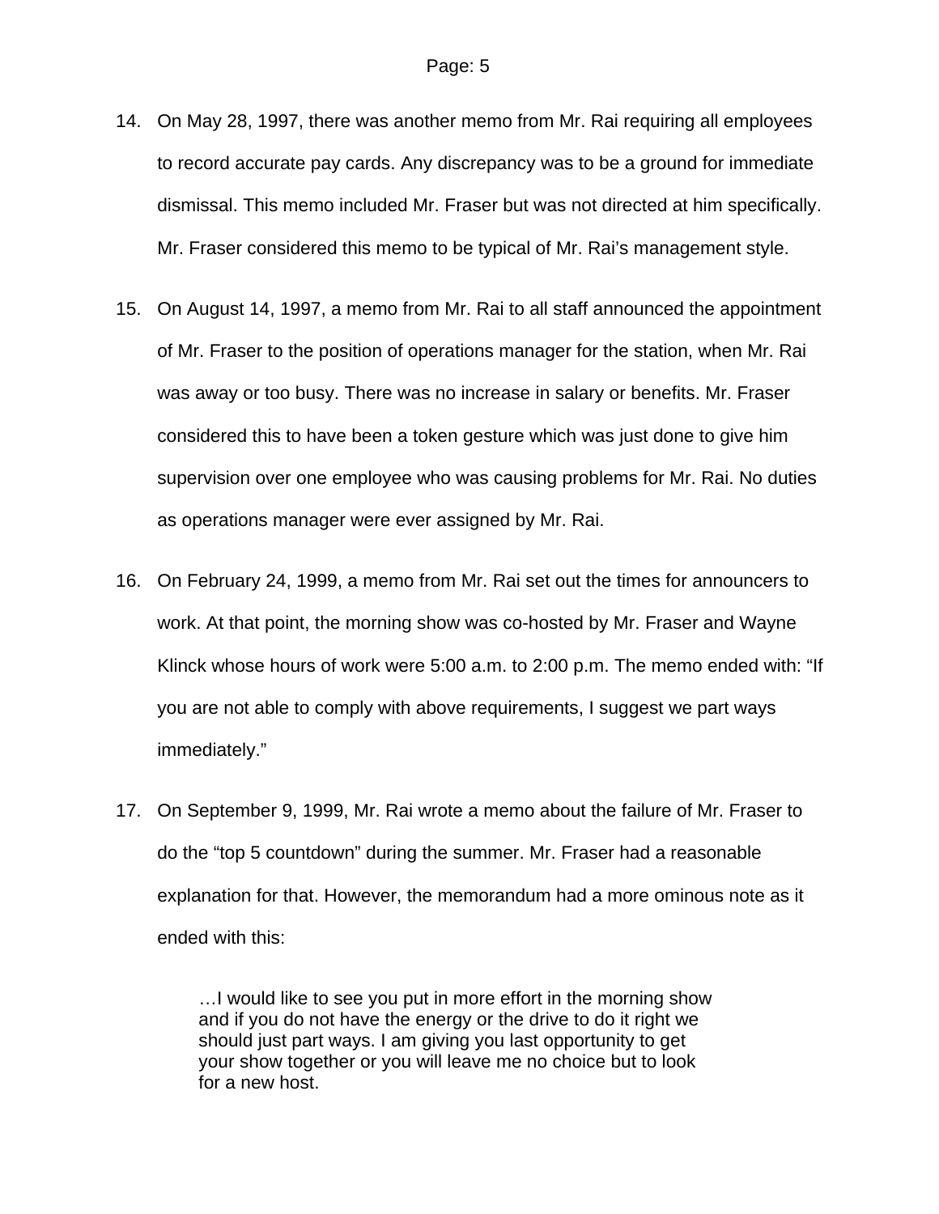14. On May 28, 1997, there was another memo from Mr. Rai requiring all employees to record accurate pay cards. Any discrepancy was to be a ground for immediate dismissal. This memo included Mr. Fraser but was not directed at him specifically. Mr. Fraser considered this memo to be typical of Mr. Rai's management style.

15. On August 14, 1997, a memo from Mr. Rai to all staff announced the appointment of Mr. Fraser to the position of operations manager for the station, when Mr. Rai was away or too busy. There was no increase in salary or benefits. Mr. Fraser considered this to have been a token gesture which was just done to give him supervision over one employee who was causing problems for Mr. Rai. No duties as operations manager were ever assigned by Mr. Rai.

16. On February 24, 1999, a memo from Mr. Rai set out the times for announcers to work. At that point, the morning show was co-hosted by Mr. Fraser and Wayne Klinck whose hours of work were 5:00 a.m. to 2:00 p.m. The memo ended with: "If you are not able to comply with above requirements, I suggest we part ways immediately."

17. On September 9, 1999, Mr. Rai wrote a memo about the failure of Mr. Fraser to do the "top 5 countdown" during the summer. Mr. Fraser had a reasonable explanation for that. However, the memorandum had a more ominous note as it ended with this:

> …I would like to see you put in more effort in the morning show and if you do not have the energy or the drive to do it right we should just part ways. I am giving you last opportunity to get your show together or you will leave me no choice but to look for a new host.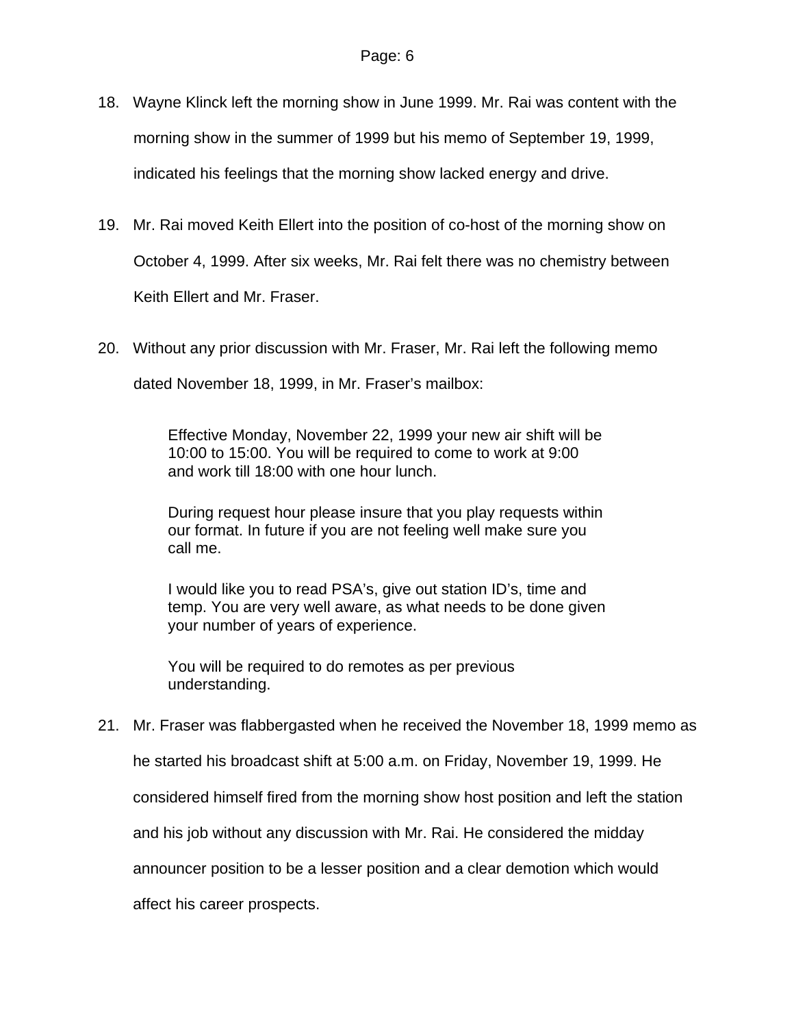18. Wayne Klinck left the morning show in June 1999. Mr. Rai was content with the morning show in the summer of 1999 but his memo of September 19, 1999, indicated his feelings that the morning show lacked energy and drive.

19. Mr. Rai moved Keith Ellert into the position of co-host of the morning show on October 4, 1999. After six weeks, Mr. Rai felt there was no chemistry between Keith Ellert and Mr. Fraser.

20. Without any prior discussion with Mr. Fraser, Mr. Rai left the following memo dated November 18, 1999, in Mr. Fraser's mailbox:

> Effective Monday, November 22, 1999 your new air shift will be 10:00 to 15:00. You will be required to come to work at 9:00 and work till 18:00 with one hour lunch.
>
> During request hour please insure that you play requests within our format. In future if you are not feeling well make sure you call me.
>
> I would like you to read PSA's, give out station ID's, time and temp. You are very well aware, as what needs to be done given your number of years of experience.
>
> You will be required to do remotes as per previous understanding.

21. Mr. Fraser was flabbergasted when he received the November 18, 1999 memo as he started his broadcast shift at 5:00 a.m. on Friday, November 19, 1999. He considered himself fired from the morning show host position and left the station and his job without any discussion with Mr. Rai. He considered the midday announcer position to be a lesser position and a clear demotion which would affect his career prospects.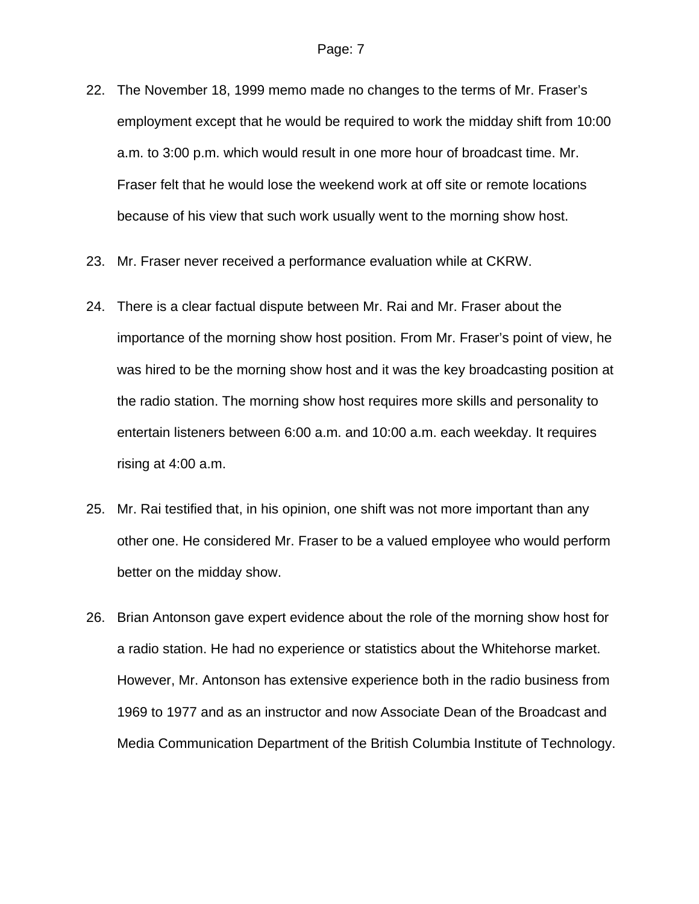22. The November 18, 1999 memo made no changes to the terms of Mr. Fraser's employment except that he would be required to work the midday shift from 10:00 a.m. to 3:00 p.m. which would result in one more hour of broadcast time. Mr. Fraser felt that he would lose the weekend work at off site or remote locations because of his view that such work usually went to the morning show host.

23. Mr. Fraser never received a performance evaluation while at CKRW.

24. There is a clear factual dispute between Mr. Rai and Mr. Fraser about the importance of the morning show host position. From Mr. Fraser's point of view, he was hired to be the morning show host and it was the key broadcasting position at the radio station. The morning show host requires more skills and personality to entertain listeners between 6:00 a.m. and 10:00 a.m. each weekday. It requires rising at 4:00 a.m.

25. Mr. Rai testified that, in his opinion, one shift was not more important than any other one. He considered Mr. Fraser to be a valued employee who would perform better on the midday show.

26. Brian Antonson gave expert evidence about the role of the morning show host for a radio station. He had no experience or statistics about the Whitehorse market. However, Mr. Antonson has extensive experience both in the radio business from 1969 to 1977 and as an instructor and now Associate Dean of the Broadcast and Media Communication Department of the British Columbia Institute of Technology.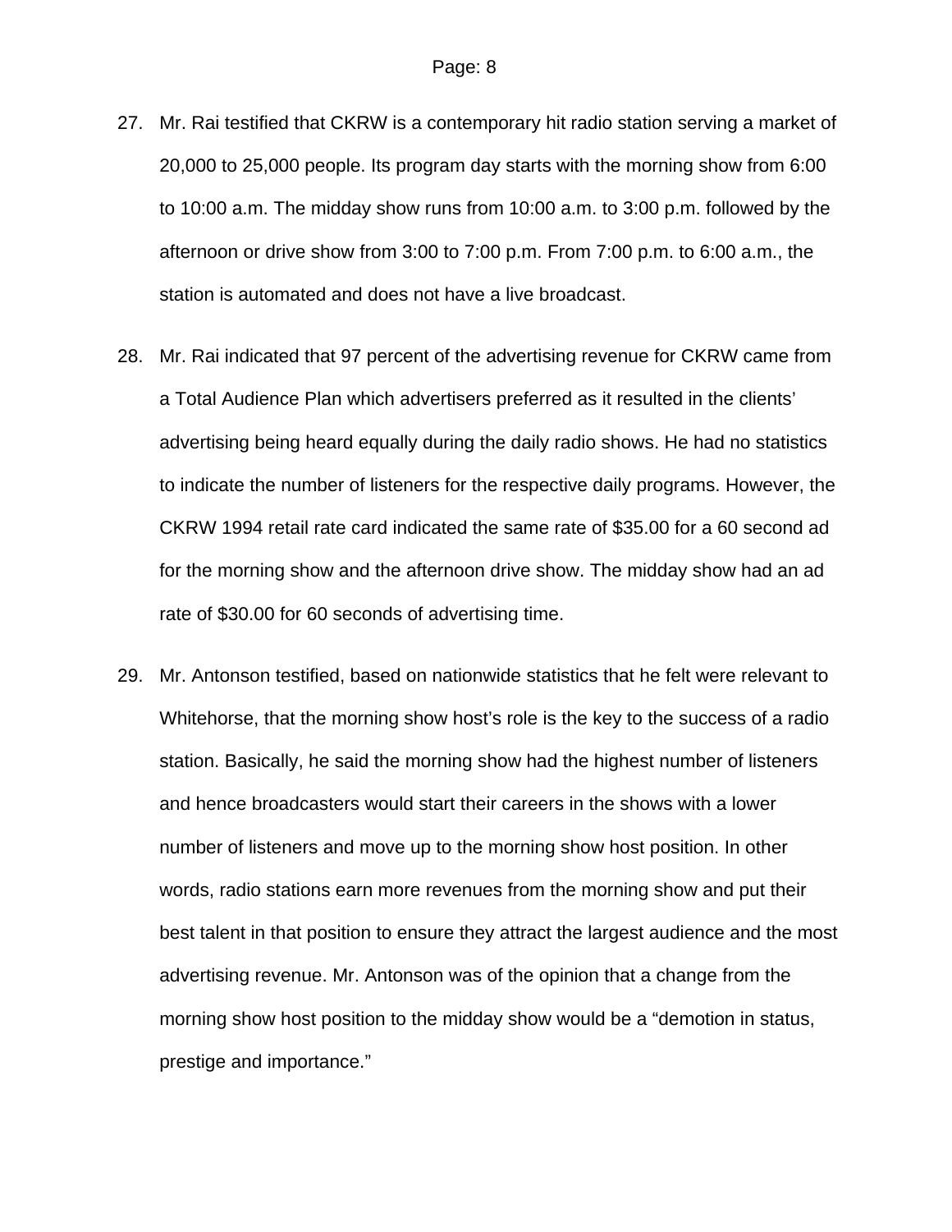27. Mr. Rai testified that CKRW is a contemporary hit radio station serving a market of 20,000 to 25,000 people. Its program day starts with the morning show from 6:00 to 10:00 a.m. The midday show runs from 10:00 a.m. to 3:00 p.m. followed by the afternoon or drive show from 3:00 to 7:00 p.m. From 7:00 p.m. to 6:00 a.m., the station is automated and does not have a live broadcast.

28. Mr. Rai indicated that 97 percent of the advertising revenue for CKRW came from a Total Audience Plan which advertisers preferred as it resulted in the clients' advertising being heard equally during the daily radio shows. He had no statistics to indicate the number of listeners for the respective daily programs. However, the CKRW 1994 retail rate card indicated the same rate of $35.00 for a 60 second ad for the morning show and the afternoon drive show. The midday show had an ad rate of $30.00 for 60 seconds of advertising time.

29. Mr. Antonson testified, based on nationwide statistics that he felt were relevant to Whitehorse, that the morning show host's role is the key to the success of a radio station. Basically, he said the morning show had the highest number of listeners and hence broadcasters would start their careers in the shows with a lower number of listeners and move up to the morning show host position. In other words, radio stations earn more revenues from the morning show and put their best talent in that position to ensure they attract the largest audience and the most advertising revenue. Mr. Antonson was of the opinion that a change from the morning show host position to the midday show would be a "demotion in status, prestige and importance."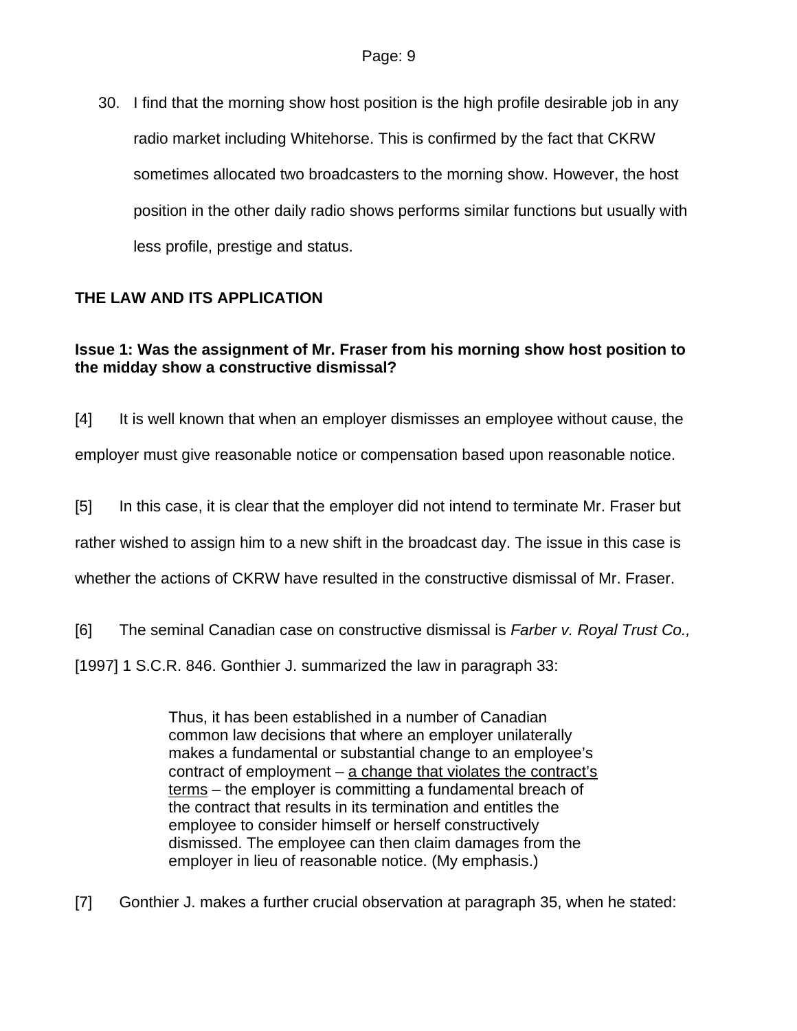30. I find that the morning show host position is the high profile desirable job in any radio market including Whitehorse. This is confirmed by the fact that CKRW sometimes allocated two broadcasters to the morning show. However, the host position in the other daily radio shows performs similar functions but usually with less profile, prestige and status.

## THE LAW AND ITS APPLICATION

### Issue 1: Was the assignment of Mr. Fraser from his morning show host position to the midday show a constructive dismissal?

[4] It is well known that when an employer dismisses an employee without cause, the employer must give reasonable notice or compensation based upon reasonable notice.

[5] In this case, it is clear that the employer did not intend to terminate Mr. Fraser but rather wished to assign him to a new shift in the broadcast day. The issue in this case is whether the actions of CKRW have resulted in the constructive dismissal of Mr. Fraser.

[6] The seminal Canadian case on constructive dismissal is *Farber v. Royal Trust Co.,* [1997] 1 S.C.R. 846. Gonthier J. summarized the law in paragraph 33:

> Thus, it has been established in a number of Canadian common law decisions that where an employer unilaterally makes a fundamental or substantial change to an employee's contract of employment – <u>a change that violates the contract's terms</u> – the employer is committing a fundamental breach of the contract that results in its termination and entitles the employee to consider himself or herself constructively dismissed. The employee can then claim damages from the employer in lieu of reasonable notice. (My emphasis.)

[7] Gonthier J. makes a further crucial observation at paragraph 35, when he stated: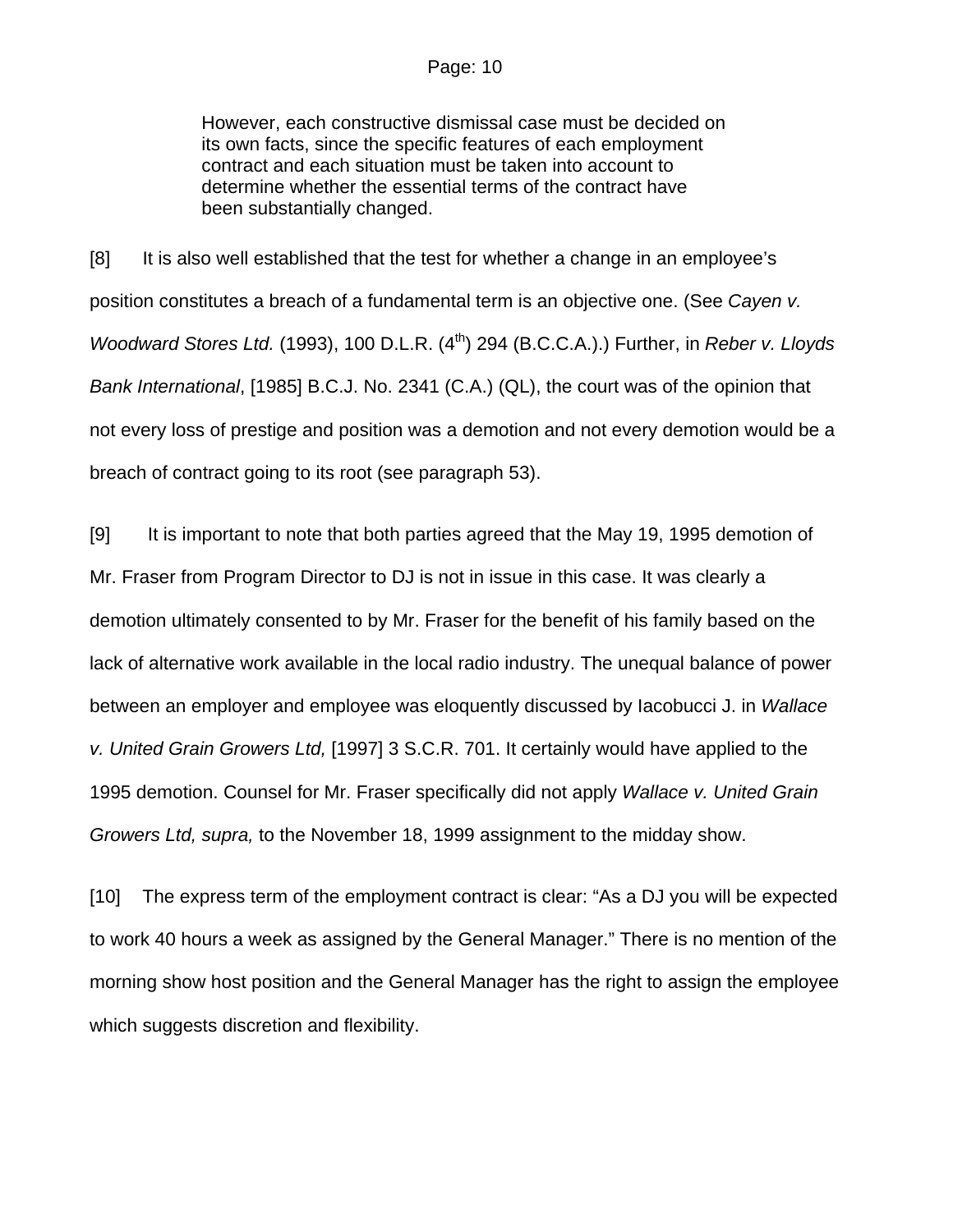> However, each constructive dismissal case must be decided on its own facts, since the specific features of each employment contract and each situation must be taken into account to determine whether the essential terms of the contract have been substantially changed.

[8] It is also well established that the test for whether a change in an employee's position constitutes a breach of a fundamental term is an objective one. (See *Cayen v. Woodward Stores Ltd.* (1993), 100 D.L.R. (4th) 294 (B.C.C.A.).) Further, in *Reber v. Lloyds Bank International*, [1985] B.C.J. No. 2341 (C.A.) (QL), the court was of the opinion that not every loss of prestige and position was a demotion and not every demotion would be a breach of contract going to its root (see paragraph 53).

[9] It is important to note that both parties agreed that the May 19, 1995 demotion of Mr. Fraser from Program Director to DJ is not in issue in this case. It was clearly a demotion ultimately consented to by Mr. Fraser for the benefit of his family based on the lack of alternative work available in the local radio industry. The unequal balance of power between an employer and employee was eloquently discussed by Iacobucci J. in *Wallace v. United Grain Growers Ltd,* [1997] 3 S.C.R. 701. It certainly would have applied to the 1995 demotion. Counsel for Mr. Fraser specifically did not apply *Wallace v. United Grain Growers Ltd, supra,* to the November 18, 1999 assignment to the midday show.

[10] The express term of the employment contract is clear: "As a DJ you will be expected to work 40 hours a week as assigned by the General Manager." There is no mention of the morning show host position and the General Manager has the right to assign the employee which suggests discretion and flexibility.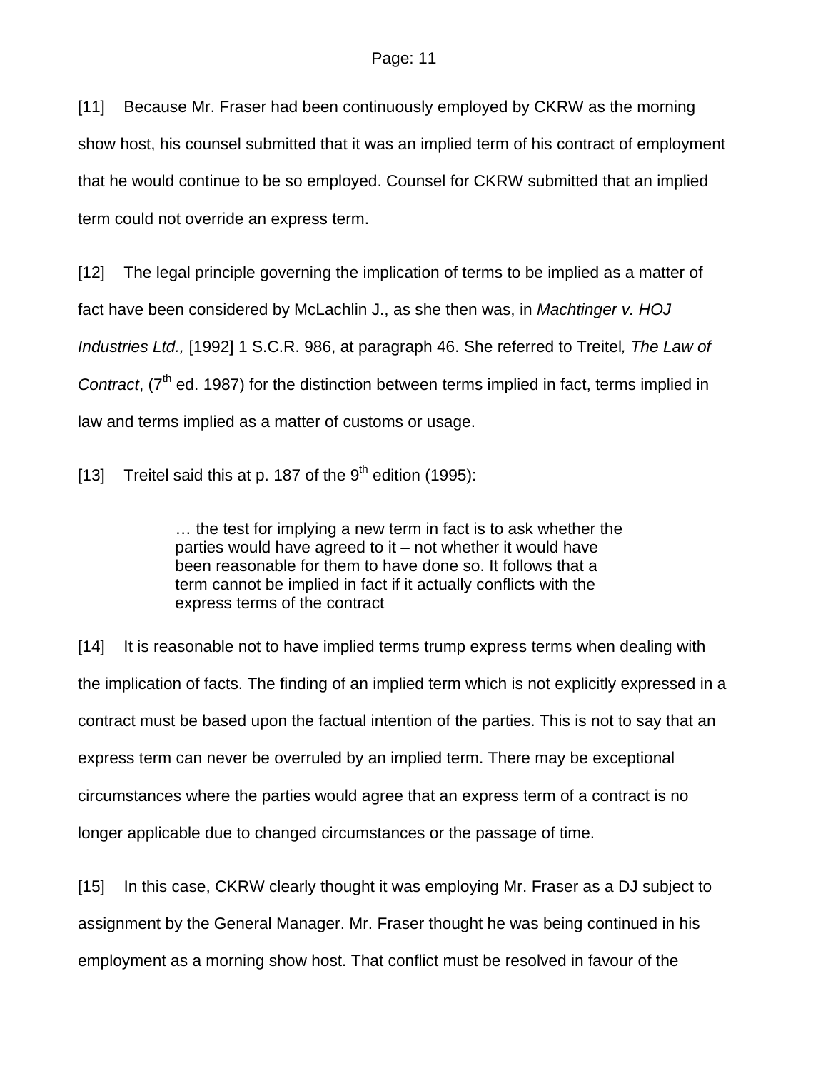[11] Because Mr. Fraser had been continuously employed by CKRW as the morning show host, his counsel submitted that it was an implied term of his contract of employment that he would continue to be so employed. Counsel for CKRW submitted that an implied term could not override an express term.

[12] The legal principle governing the implication of terms to be implied as a matter of fact have been considered by McLachlin J., as she then was, in *Machtinger v. HOJ Industries Ltd.,* [1992] 1 S.C.R. 986, at paragraph 46. She referred to Treitel*, The Law of Contract*, (7th ed. 1987) for the distinction between terms implied in fact, terms implied in law and terms implied as a matter of customs or usage.

[13] Treitel said this at p. 187 of the 9th edition (1995):

> … the test for implying a new term in fact is to ask whether the parties would have agreed to it – not whether it would have been reasonable for them to have done so. It follows that a term cannot be implied in fact if it actually conflicts with the express terms of the contract

[14] It is reasonable not to have implied terms trump express terms when dealing with the implication of facts. The finding of an implied term which is not explicitly expressed in a contract must be based upon the factual intention of the parties. This is not to say that an express term can never be overruled by an implied term. There may be exceptional circumstances where the parties would agree that an express term of a contract is no longer applicable due to changed circumstances or the passage of time.

[15] In this case, CKRW clearly thought it was employing Mr. Fraser as a DJ subject to assignment by the General Manager. Mr. Fraser thought he was being continued in his employment as a morning show host. That conflict must be resolved in favour of the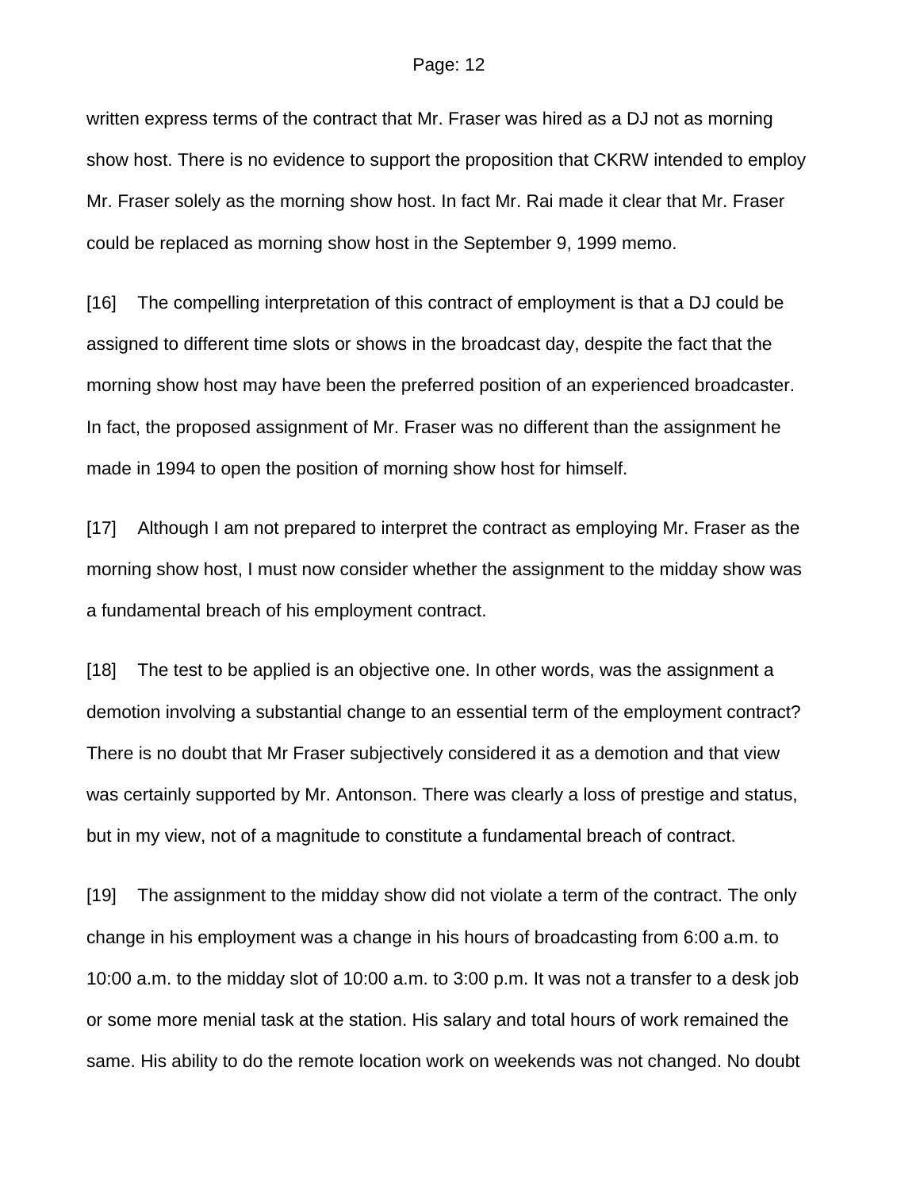written express terms of the contract that Mr. Fraser was hired as a DJ not as morning show host. There is no evidence to support the proposition that CKRW intended to employ Mr. Fraser solely as the morning show host. In fact Mr. Rai made it clear that Mr. Fraser could be replaced as morning show host in the September 9, 1999 memo.

[16] The compelling interpretation of this contract of employment is that a DJ could be assigned to different time slots or shows in the broadcast day, despite the fact that the morning show host may have been the preferred position of an experienced broadcaster. In fact, the proposed assignment of Mr. Fraser was no different than the assignment he made in 1994 to open the position of morning show host for himself.

[17] Although I am not prepared to interpret the contract as employing Mr. Fraser as the morning show host, I must now consider whether the assignment to the midday show was a fundamental breach of his employment contract.

[18] The test to be applied is an objective one. In other words, was the assignment a demotion involving a substantial change to an essential term of the employment contract? There is no doubt that Mr Fraser subjectively considered it as a demotion and that view was certainly supported by Mr. Antonson. There was clearly a loss of prestige and status, but in my view, not of a magnitude to constitute a fundamental breach of contract.

[19] The assignment to the midday show did not violate a term of the contract. The only change in his employment was a change in his hours of broadcasting from 6:00 a.m. to 10:00 a.m. to the midday slot of 10:00 a.m. to 3:00 p.m. It was not a transfer to a desk job or some more menial task at the station. His salary and total hours of work remained the same. His ability to do the remote location work on weekends was not changed. No doubt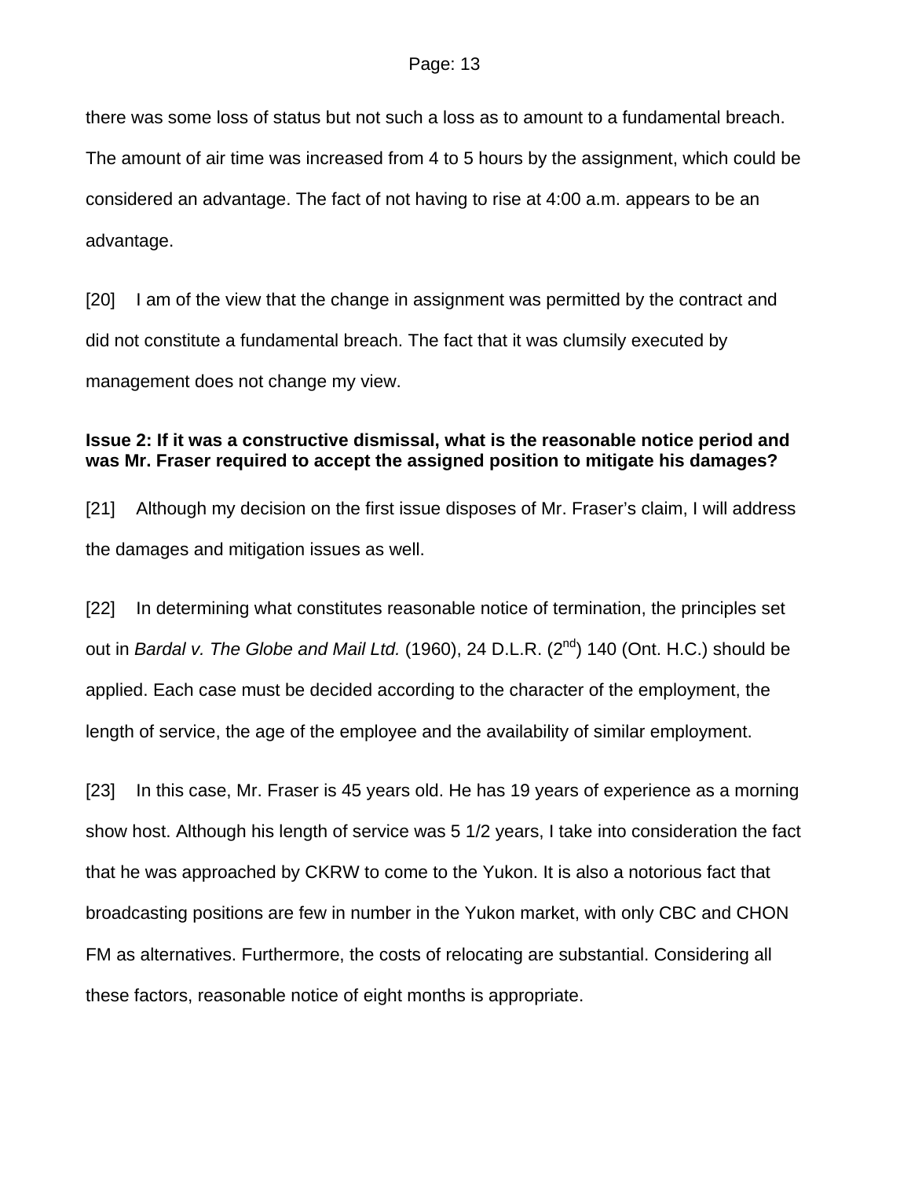there was some loss of status but not such a loss as to amount to a fundamental breach. The amount of air time was increased from 4 to 5 hours by the assignment, which could be considered an advantage. The fact of not having to rise at 4:00 a.m. appears to be an advantage.

[20] I am of the view that the change in assignment was permitted by the contract and did not constitute a fundamental breach. The fact that it was clumsily executed by management does not change my view.

**Issue 2: If it was a constructive dismissal, what is the reasonable notice period and was Mr. Fraser required to accept the assigned position to mitigate his damages?**

[21] Although my decision on the first issue disposes of Mr. Fraser's claim, I will address the damages and mitigation issues as well.

[22] In determining what constitutes reasonable notice of termination, the principles set out in *Bardal v. The Globe and Mail Ltd.* (1960), 24 D.L.R. (2nd) 140 (Ont. H.C.) should be applied. Each case must be decided according to the character of the employment, the length of service, the age of the employee and the availability of similar employment.

[23] In this case, Mr. Fraser is 45 years old. He has 19 years of experience as a morning show host. Although his length of service was 5 1/2 years, I take into consideration the fact that he was approached by CKRW to come to the Yukon. It is also a notorious fact that broadcasting positions are few in number in the Yukon market, with only CBC and CHON FM as alternatives. Furthermore, the costs of relocating are substantial. Considering all these factors, reasonable notice of eight months is appropriate.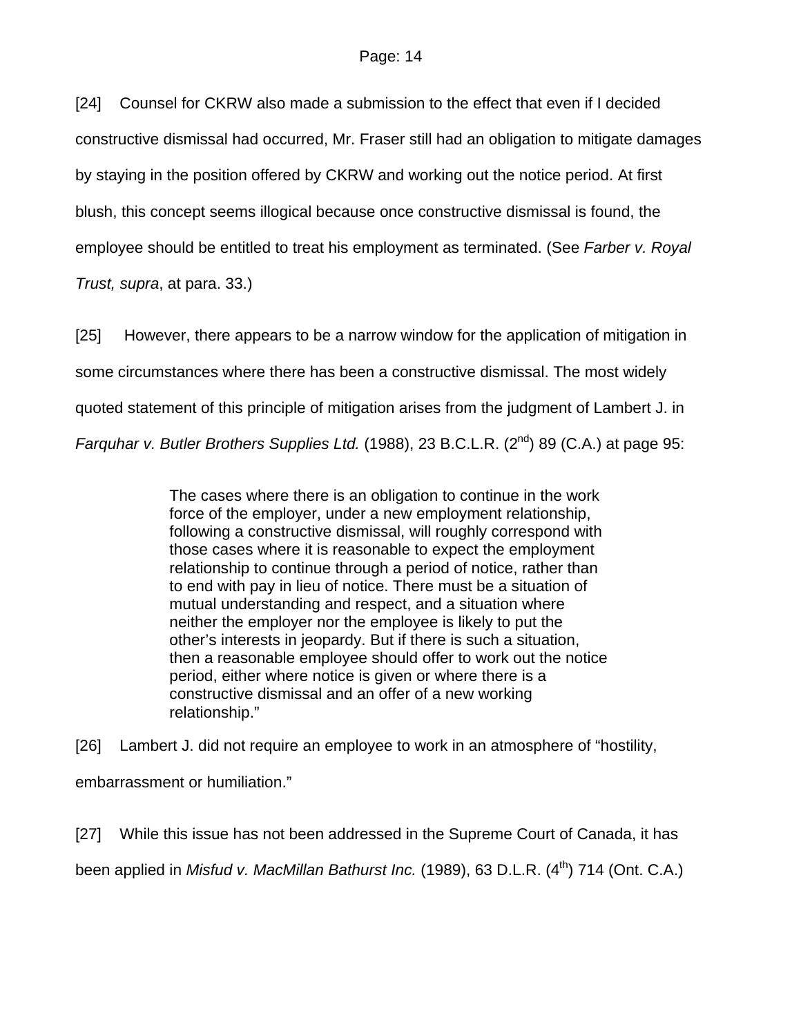[24] Counsel for CKRW also made a submission to the effect that even if I decided constructive dismissal had occurred, Mr. Fraser still had an obligation to mitigate damages by staying in the position offered by CKRW and working out the notice period. At first blush, this concept seems illogical because once constructive dismissal is found, the employee should be entitled to treat his employment as terminated. (See *Farber v. Royal Trust, supra*, at para. 33.)

[25] However, there appears to be a narrow window for the application of mitigation in some circumstances where there has been a constructive dismissal. The most widely quoted statement of this principle of mitigation arises from the judgment of Lambert J. in *Farquhar v. Butler Brothers Supplies Ltd.* (1988), 23 B.C.L.R. (2nd) 89 (C.A.) at page 95:

> The cases where there is an obligation to continue in the work force of the employer, under a new employment relationship, following a constructive dismissal, will roughly correspond with those cases where it is reasonable to expect the employment relationship to continue through a period of notice, rather than to end with pay in lieu of notice. There must be a situation of mutual understanding and respect, and a situation where neither the employer nor the employee is likely to put the other's interests in jeopardy. But if there is such a situation, then a reasonable employee should offer to work out the notice period, either where notice is given or where there is a constructive dismissal and an offer of a new working relationship."

[26] Lambert J. did not require an employee to work in an atmosphere of "hostility, embarrassment or humiliation."

[27] While this issue has not been addressed in the Supreme Court of Canada, it has been applied in *Misfud v. MacMillan Bathurst Inc.* (1989), 63 D.L.R. (4th) 714 (Ont. C.A.)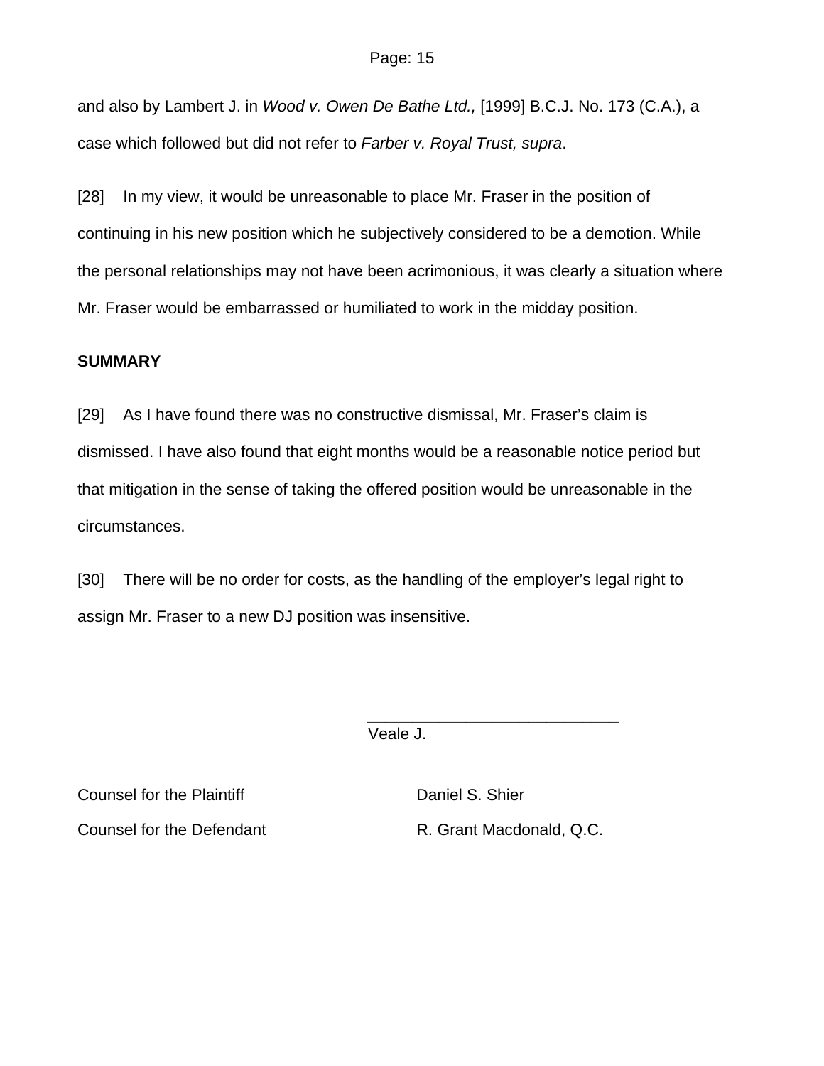and also by Lambert J. in *Wood v. Owen De Bathe Ltd.,* [1999] B.C.J. No. 173 (C.A.), a case which followed but did not refer to *Farber v. Royal Trust, supra*.

[28] In my view, it would be unreasonable to place Mr. Fraser in the position of continuing in his new position which he subjectively considered to be a demotion. While the personal relationships may not have been acrimonious, it was clearly a situation where Mr. Fraser would be embarrassed or humiliated to work in the midday position.

**SUMMARY**

[29] As I have found there was no constructive dismissal, Mr. Fraser's claim is dismissed. I have also found that eight months would be a reasonable notice period but that mitigation in the sense of taking the offered position would be unreasonable in the circumstances.

[30] There will be no order for costs, as the handling of the employer's legal right to assign Mr. Fraser to a new DJ position was insensitive.

\_\_\_\_\_\_\_\_\_\_\_\_\_\_\_\_\_\_\_\_\_\_\_\_\_\_\_\_\_\_

Veale J.

Counsel for the Plaintiff — Daniel S. Shier

Counsel for the Defendant — R. Grant Macdonald, Q.C.